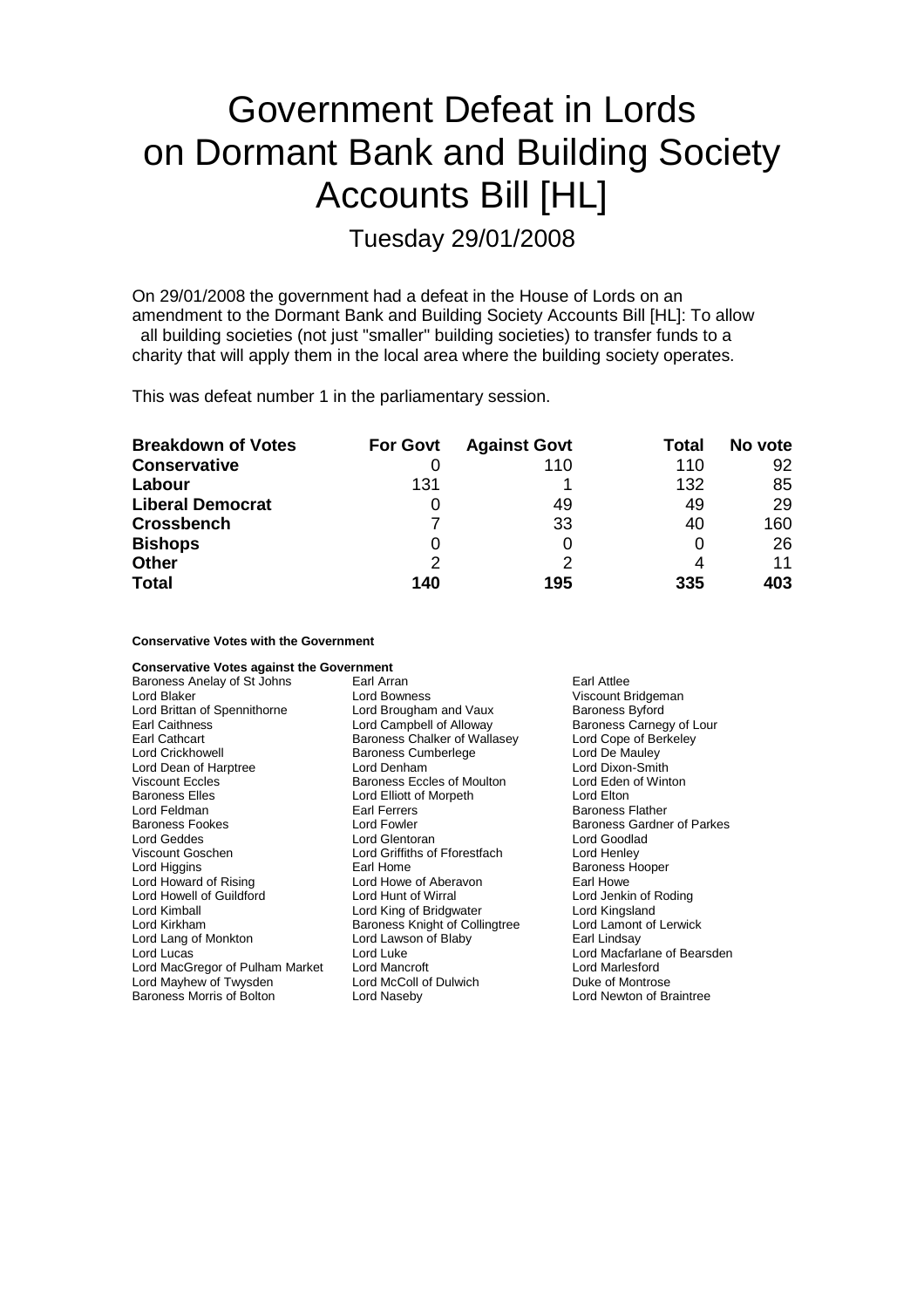# Government Defeat in Lords on Dormant Bank and Building Society Accounts Bill [HL]

## Tuesday 29/01/2008

On 29/01/2008 the government had a defeat in the House of Lords on an amendment to the Dormant Bank and Building Society Accounts Bill [HL]: To allow all building societies (not just "smaller" building societies) to transfer funds to a charity that will apply them in the local area where the building society operates.

This was defeat number 1 in the parliamentary session.

| Breakdown of Votes | For Govt | Against Govt | Total | No vote |
|---|---|---|---|---|
| **Conservative** | 0 | 110 | 110 | 92 |
| **Labour** | 131 | 1 | 132 | 85 |
| **Liberal Democrat** | 0 | 49 | 49 | 29 |
| **Crossbench** | 7 | 33 | 40 | 160 |
| **Bishops** | 0 | 0 | 0 | 26 |
| **Other** | 2 | 2 | 4 | 11 |
| **Total** | **140** | **195** | **335** | **403** |

**Conservative Votes with the Government**

**Conservative Votes against the Government**

Baroness Anelay of St Johns
Earl Arran
Earl Attlee
Lord Blaker
Lord Bowness
Viscount Bridgeman
Lord Brittan of Spennithorne
Lord Brougham and Vaux
Baroness Byford
Earl Caithness
Lord Campbell of Alloway
Baroness Carnegy of Lour
Earl Cathcart
Baroness Chalker of Wallasey
Lord Cope of Berkeley
Lord Crickhowell
Baroness Cumberlege
Lord De Mauley
Lord Dean of Harptree
Lord Denham
Lord Dixon-Smith
Viscount Eccles
Baroness Eccles of Moulton
Lord Eden of Winton
Baroness Elles
Lord Elliott of Morpeth
Lord Elton
Lord Feldman
Earl Ferrers
Baroness Flather
Baroness Fookes
Lord Fowler
Baroness Gardner of Parkes
Lord Geddes
Lord Glentoran
Lord Goodlad
Viscount Goschen
Lord Griffiths of Fforestfach
Lord Henley
Lord Higgins
Earl Home
Baroness Hooper
Lord Howard of Rising
Lord Howe of Aberavon
Earl Howe
Lord Howell of Guildford
Lord Hunt of Wirral
Lord Jenkin of Roding
Lord Kimball
Lord King of Bridgwater
Lord Kingsland
Lord Kirkham
Baroness Knight of Collingtree
Lord Lamont of Lerwick
Lord Lang of Monkton
Lord Lawson of Blaby
Earl Lindsay
Lord Lucas
Lord Luke
Lord Macfarlane of Bearsden
Lord MacGregor of Pulham Market
Lord Mancroft
Lord Marlesford
Lord Mayhew of Twysden
Lord McColl of Dulwich
Duke of Montrose
Baroness Morris of Bolton
Lord Naseby
Lord Newton of Braintree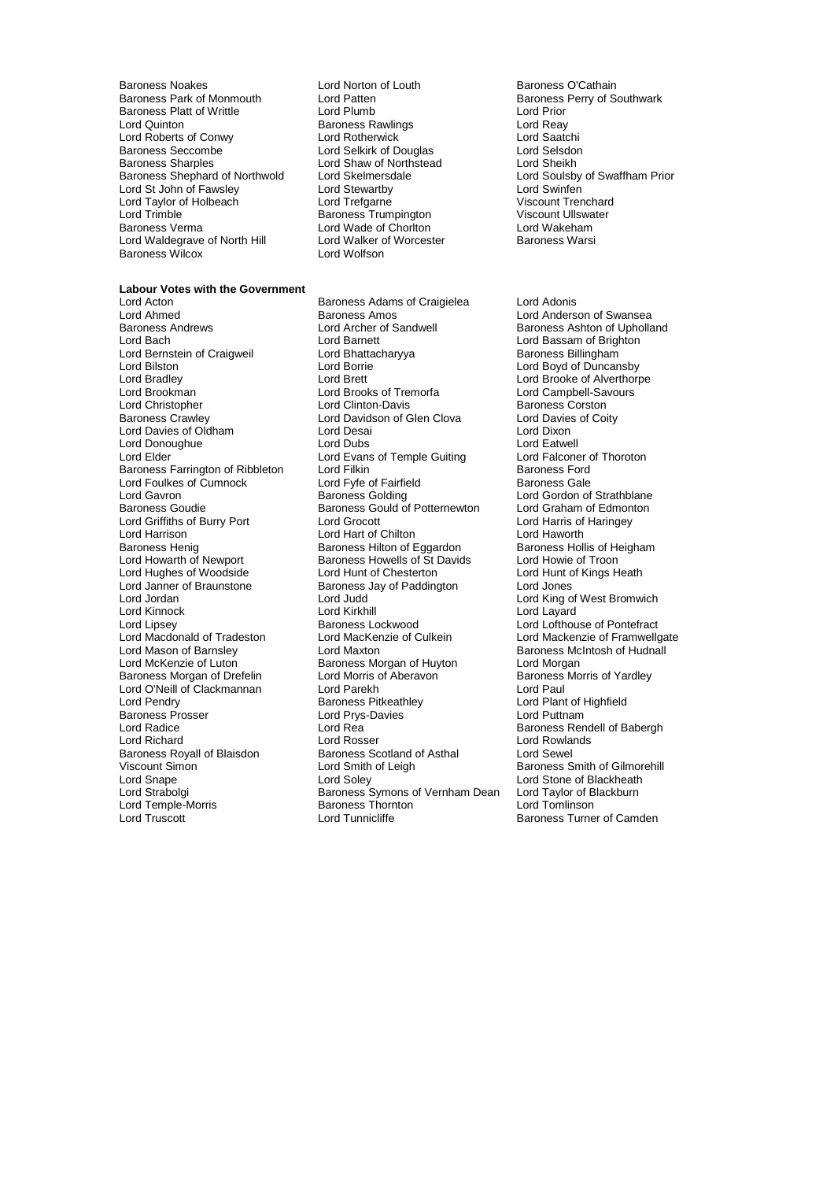Baroness Noakes
Lord Norton of Louth
Baroness O'Cathain
Baroness Park of Monmouth
Lord Patten
Baroness Perry of Southwark
Baroness Platt of Writtle
Lord Plumb
Lord Prior
Lord Quinton
Baroness Rawlings
Lord Reay
Lord Roberts of Conwy
Lord Rotherwick
Lord Saatchi
Baroness Seccombe
Lord Selkirk of Douglas
Lord Selsdon
Baroness Sharples
Lord Shaw of Northstead
Lord Sheikh
Baroness Shephard of Northwold
Lord Skelmersdale
Lord Soulsby of Swaffham Prior
Lord St John of Fawsley
Lord Stewartby
Lord Swinfen
Lord Taylor of Holbeach
Lord Trefgarne
Viscount Trenchard
Lord Trimble
Baroness Trumpington
Viscount Ullswater
Baroness Verma
Lord Wade of Chorlton
Lord Wakeham
Lord Waldegrave of North Hill
Lord Walker of Worcester
Baroness Warsi
Baroness Wilcox
Lord Wolfson

**Labour Votes with the Government**

Lord Acton
Baroness Adams of Craigielea
Lord Adonis
Lord Ahmed
Baroness Amos
Lord Anderson of Swansea
Baroness Andrews
Lord Archer of Sandwell
Baroness Ashton of Upholland
Lord Bach
Lord Barnett
Lord Bassam of Brighton
Lord Bernstein of Craigweil
Lord Bhattacharyya
Baroness Billingham
Lord Bilston
Lord Borrie
Lord Boyd of Duncansby
Lord Bradley
Lord Brett
Lord Brooke of Alverthorpe
Lord Brookman
Lord Brooks of Tremorfa
Lord Campbell-Savours
Lord Christopher
Lord Clinton-Davis
Baroness Corston
Baroness Crawley
Lord Davidson of Glen Clova
Lord Davies of Coity
Lord Davies of Oldham
Lord Desai
Lord Dixon
Lord Donoughue
Lord Dubs
Lord Eatwell
Lord Elder
Lord Evans of Temple Guiting
Lord Falconer of Thoroton
Baroness Farrington of Ribbleton
Lord Filkin
Baroness Ford
Lord Foulkes of Cumnock
Lord Fyfe of Fairfield
Baroness Gale
Lord Gavron
Baroness Golding
Lord Gordon of Strathblane
Baroness Goudie
Baroness Gould of Potternewton
Lord Graham of Edmonton
Lord Griffiths of Burry Port
Lord Grocott
Lord Harris of Haringey
Lord Harrison
Lord Hart of Chilton
Lord Haworth
Baroness Henig
Baroness Hilton of Eggardon
Baroness Hollis of Heigham
Lord Howarth of Newport
Baroness Howells of St Davids
Lord Howie of Troon
Lord Hughes of Woodside
Lord Hunt of Chesterton
Lord Hunt of Kings Heath
Lord Janner of Braunstone
Baroness Jay of Paddington
Lord Jones
Lord Jordan
Lord Judd
Lord King of West Bromwich
Lord Kinnock
Lord Kirkhill
Lord Layard
Lord Lipsey
Baroness Lockwood
Lord Lofthouse of Pontefract
Lord Macdonald of Tradeston
Lord MacKenzie of Culkein
Lord Mackenzie of Framwellgate
Lord Mason of Barnsley
Lord Maxton
Baroness McIntosh of Hudnall
Lord McKenzie of Luton
Baroness Morgan of Huyton
Lord Morgan
Baroness Morgan of Drefelin
Lord Morris of Aberavon
Baroness Morris of Yardley
Lord O'Neill of Clackmannan
Lord Parekh
Lord Paul
Lord Pendry
Baroness Pitkeathley
Lord Plant of Highfield
Baroness Prosser
Lord Prys-Davies
Lord Puttnam
Lord Radice
Lord Rea
Baroness Rendell of Babergh
Lord Richard
Lord Rosser
Lord Rowlands
Baroness Royall of Blaisdon
Baroness Scotland of Asthal
Lord Sewel
Viscount Simon
Lord Smith of Leigh
Baroness Smith of Gilmorehill
Lord Snape
Lord Soley
Lord Stone of Blackheath
Lord Strabolgi
Baroness Symons of Vernham Dean
Lord Taylor of Blackburn
Lord Temple-Morris
Baroness Thornton
Lord Tomlinson
Lord Truscott
Lord Tunnicliffe
Baroness Turner of Camden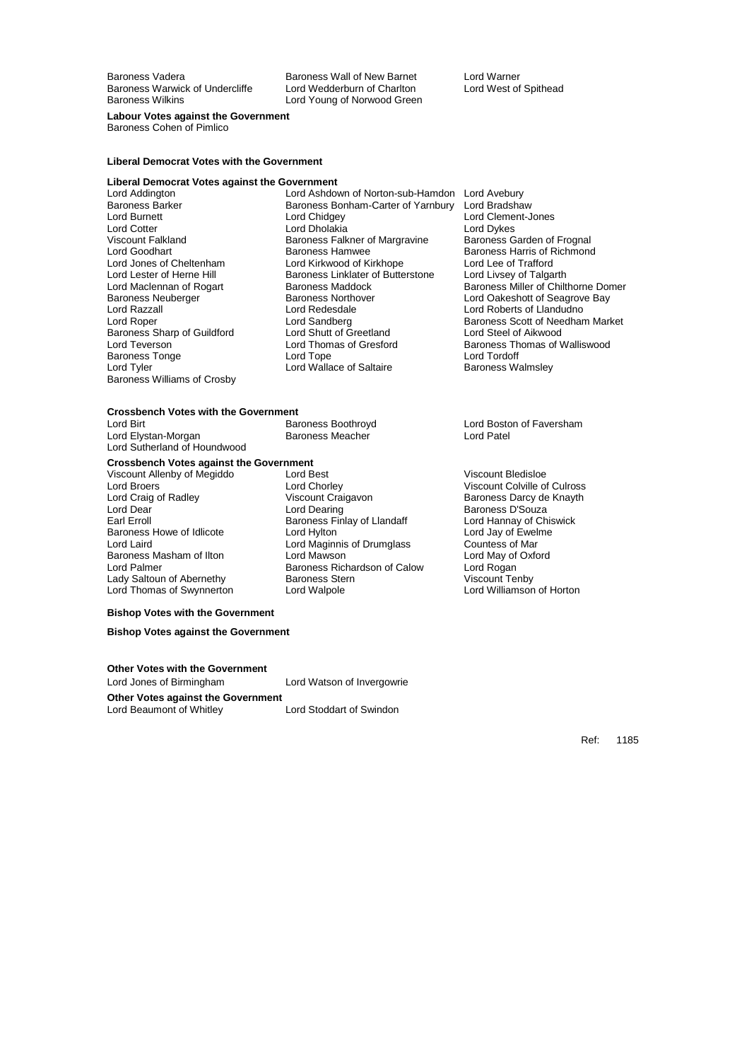Baroness Vadera
Baroness Wall of New Barnet
Lord Warner
Baroness Warwick of Undercliffe
Lord Wedderburn of Charlton
Lord West of Spithead
Baroness Wilkins
Lord Young of Norwood Green

**Labour Votes against the Government**

Baroness Cohen of Pimlico

**Liberal Democrat Votes with the Government**

**Liberal Democrat Votes against the Government**

Lord Addington
Lord Ashdown of Norton-sub-Hamdon
Lord Avebury
Baroness Barker
Baroness Bonham-Carter of Yarnbury
Lord Bradshaw
Lord Burnett
Lord Chidgey
Lord Clement-Jones
Lord Cotter
Lord Dholakia
Lord Dykes
Viscount Falkland
Baroness Falkner of Margravine
Baroness Garden of Frognal
Lord Goodhart
Baroness Hamwee
Baroness Harris of Richmond
Lord Jones of Cheltenham
Lord Kirkwood of Kirkhope
Lord Lee of Trafford
Lord Lester of Herne Hill
Baroness Linklater of Butterstone
Lord Livsey of Talgarth
Lord Maclennan of Rogart
Baroness Maddock
Baroness Miller of Chilthorne Domer
Baroness Neuberger
Baroness Northover
Lord Oakeshott of Seagrove Bay
Lord Razzall
Lord Redesdale
Lord Roberts of Llandudno
Lord Roper
Lord Sandberg
Baroness Scott of Needham Market
Baroness Sharp of Guildford
Lord Shutt of Greetland
Lord Steel of Aikwood
Lord Teverson
Lord Thomas of Gresford
Baroness Thomas of Walliswood
Baroness Tonge
Lord Tope
Lord Tordoff
Lord Tyler
Lord Wallace of Saltaire
Baroness Walmsley
Baroness Williams of Crosby

**Crossbench Votes with the Government**

Lord Birt
Baroness Boothroyd
Lord Boston of Faversham
Lord Elystan-Morgan
Baroness Meacher
Lord Patel
Lord Sutherland of Houndwood

**Crossbench Votes against the Government**

Viscount Allenby of Megiddo
Lord Best
Viscount Bledisloe
Lord Broers
Lord Chorley
Viscount Colville of Culross
Lord Craig of Radley
Viscount Craigavon
Baroness Darcy de Knayth
Lord Dear
Lord Dearing
Baroness D'Souza
Earl Erroll
Baroness Finlay of Llandaff
Lord Hannay of Chiswick
Baroness Howe of Idlicote
Lord Hylton
Lord Jay of Ewelme
Lord Laird
Lord Maginnis of Drumglass
Countess of Mar
Baroness Masham of Ilton
Lord Mawson
Lord May of Oxford
Lord Palmer
Baroness Richardson of Calow
Lord Rogan
Lady Saltoun of Abernethy
Baroness Stern
Viscount Tenby
Lord Thomas of Swynnerton
Lord Walpole
Lord Williamson of Horton

**Bishop Votes with the Government**

**Bishop Votes against the Government**

**Other Votes with the Government**

Lord Jones of Birmingham
Lord Watson of Invergowrie

**Other Votes against the Government**

Lord Beaumont of Whitley
Lord Stoddart of Swindon

Ref: 1185